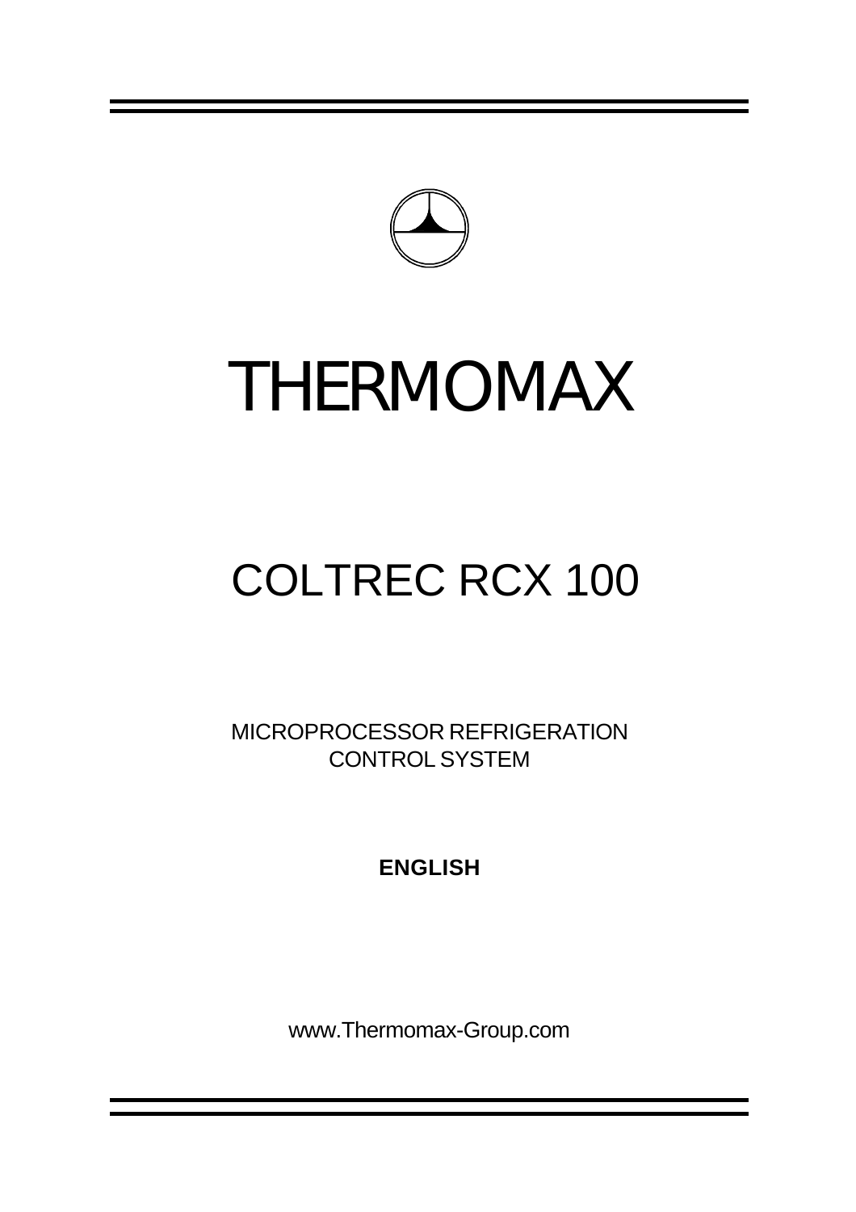# THERMOMAX

## COLTREC RCX 100

MICROPROCESSOR REFRIGERATION CONTROL SYSTEM

**ENGLISH**

www.Thermomax-Group.com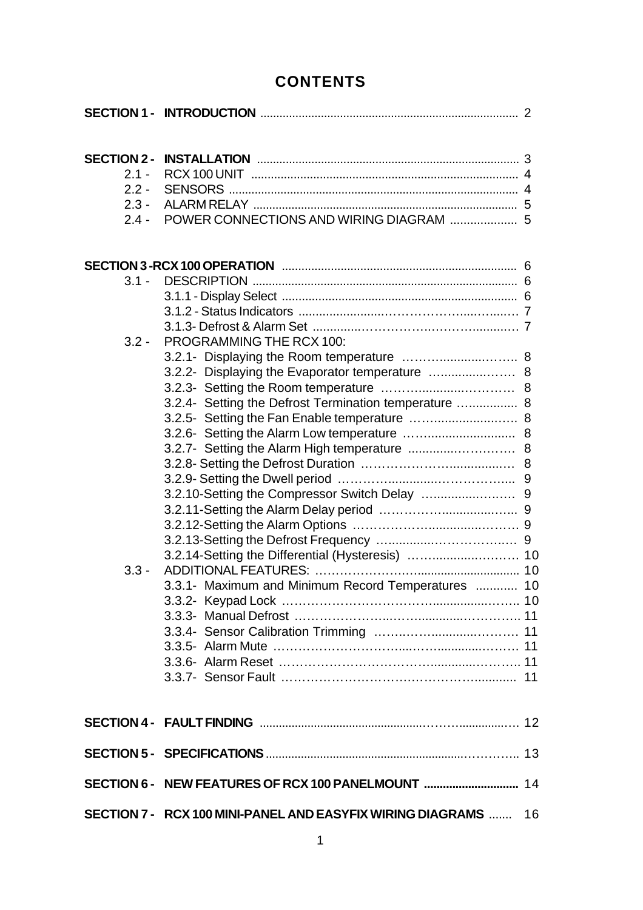# CONTENTS

| | | |
|---|---|---|
| **SECTION 1 -** | **INTRODUCTION** | 2 |
| | | |
| **SECTION 2 -** | **INSTALLATION** | 3 |
| 2.1 - | RCX 100 UNIT | 4 |
| 2.2 - | SENSORS | 4 |
| 2.3 - | ALARM RELAY | 5 |
| 2.4 - | POWER CONNECTIONS AND WIRING DIAGRAM | 5 |
| | | |
| **SECTION 3 -** | **RCX 100 OPERATION** | 6 |
| 3.1 - | DESCRIPTION | 6 |
| | 3.1.1 - Display Select | 6 |
| | 3.1.2 - Status Indicators | 7 |
| | 3.1.3- Defrost & Alarm Set | 7 |
| 3.2 - | PROGRAMMING THE RCX 100: | |
| | 3.2.1- Displaying the Room temperature | 8 |
| | 3.2.2- Displaying the Evaporator temperature | 8 |
| | 3.2.3- Setting the Room temperature | 8 |
| | 3.2.4- Setting the Defrost Termination temperature | 8 |
| | 3.2.5- Setting the Fan Enable temperature | 8 |
| | 3.2.6- Setting the Alarm Low temperature | 8 |
| | 3.2.7- Setting the Alarm High temperature | 8 |
| | 3.2.8- Setting the Defrost Duration | 8 |
| | 3.2.9- Setting the Dwell period | 9 |
| | 3.2.10-Setting the Compressor Switch Delay | 9 |
| | 3.2.11-Setting the Alarm Delay period | 9 |
| | 3.2.12-Setting the Alarm Options | 9 |
| | 3.2.13-Setting the Defrost Frequency | 9 |
| | 3.2.14-Setting the Differential (Hysteresis) | 10 |
| 3.3 - | ADDITIONAL FEATURES: | 10 |
| | 3.3.1- Maximum and Minimum Record Temperatures | 10 |
| | 3.3.2- Keypad Lock | 10 |
| | 3.3.3- Manual Defrost | 11 |
| | 3.3.4- Sensor Calibration Trimming | 11 |
| | 3.3.5- Alarm Mute | 11 |
| | 3.3.6- Alarm Reset | 11 |
| | 3.3.7- Sensor Fault | 11 |
| | | |
| **SECTION 4 -** | **FAULT FINDING** | 12 |
| **SECTION 5 -** | **SPECIFICATIONS** | 13 |
| **SECTION 6 -** | **NEW FEATURES OF RCX 100 PANELMOUNT** | 14 |
| **SECTION 7 -** | **RCX 100 MINI-PANEL AND EASYFIX WIRING DIAGRAMS** | 16 |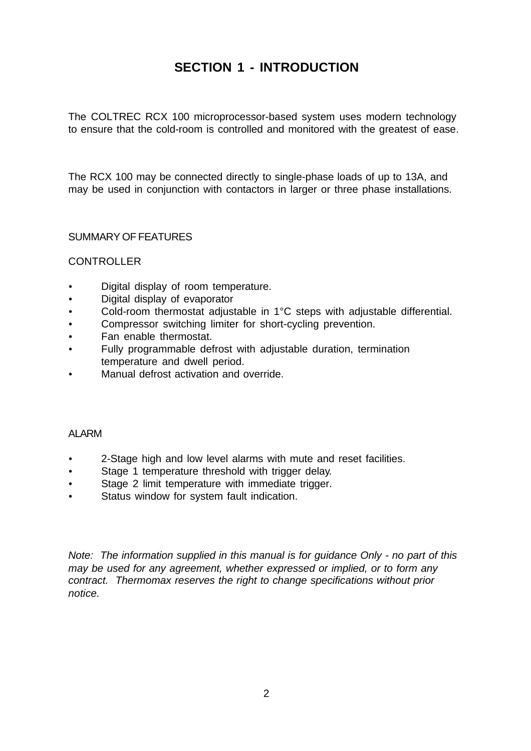# SECTION 1 - INTRODUCTION

The COLTREC RCX 100 microprocessor-based system uses modern technology to ensure that the cold-room is controlled and monitored with the greatest of ease.

The RCX 100 may be connected directly to single-phase loads of up to 13A, and may be used in conjunction with contactors in larger or three phase installations.

SUMMARY OF FEATURES

CONTROLLER

- Digital display of room temperature.
- Digital display of evaporator
- Cold-room thermostat adjustable in 1°C steps with adjustable differential.
- Compressor switching limiter for short-cycling prevention.
- Fan enable thermostat.
- Fully programmable defrost with adjustable duration, termination temperature and dwell period.
- Manual defrost activation and override.

ALARM

- 2-Stage high and low level alarms with mute and reset facilities.
- Stage 1 temperature threshold with trigger delay.
- Stage 2 limit temperature with immediate trigger.
- Status window for system fault indication.

*Note: The information supplied in this manual is for guidance Only - no part of this may be used for any agreement, whether expressed or implied, or to form any contract. Thermomax reserves the right to change specifications without prior notice.*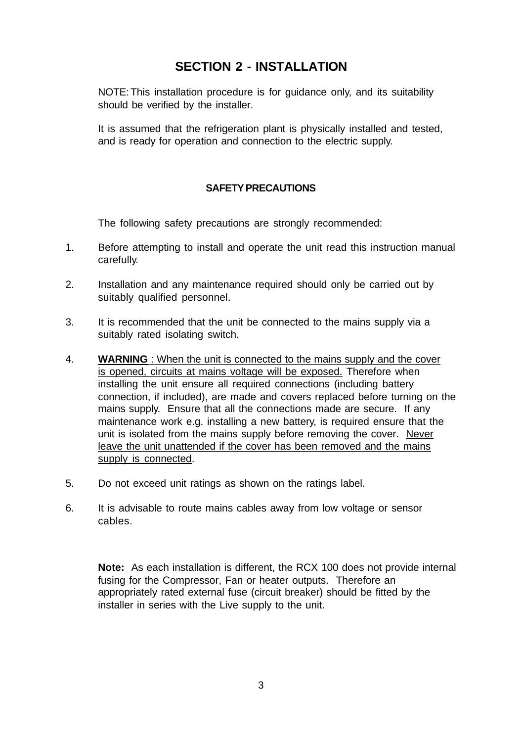# SECTION 2 - INSTALLATION

NOTE: This installation procedure is for guidance only, and its suitability should be verified by the installer.

It is assumed that the refrigeration plant is physically installed and tested, and is ready for operation and connection to the electric supply.

## SAFETY PRECAUTIONS

The following safety precautions are strongly recommended:

1. Before attempting to install and operate the unit read this instruction manual carefully.

2. Installation and any maintenance required should only be carried out by suitably qualified personnel.

3. It is recommended that the unit be connected to the mains supply via a suitably rated isolating switch.

4. <u>**WARNING** : When the unit is connected to the mains supply and the cover is opened, circuits at mains voltage will be exposed.</u> Therefore when installing the unit ensure all required connections (including battery connection, if included), are made and covers replaced before turning on the mains supply. Ensure that all the connections made are secure. If any maintenance work e.g. installing a new battery, is required ensure that the unit is isolated from the mains supply before removing the cover. <u>Never leave the unit unattended if the cover has been removed and the mains supply is connected</u>.

5. Do not exceed unit ratings as shown on the ratings label.

6. It is advisable to route mains cables away from low voltage or sensor cables.

**Note:** As each installation is different, the RCX 100 does not provide internal fusing for the Compressor, Fan or heater outputs. Therefore an appropriately rated external fuse (circuit breaker) should be fitted by the installer in series with the Live supply to the unit.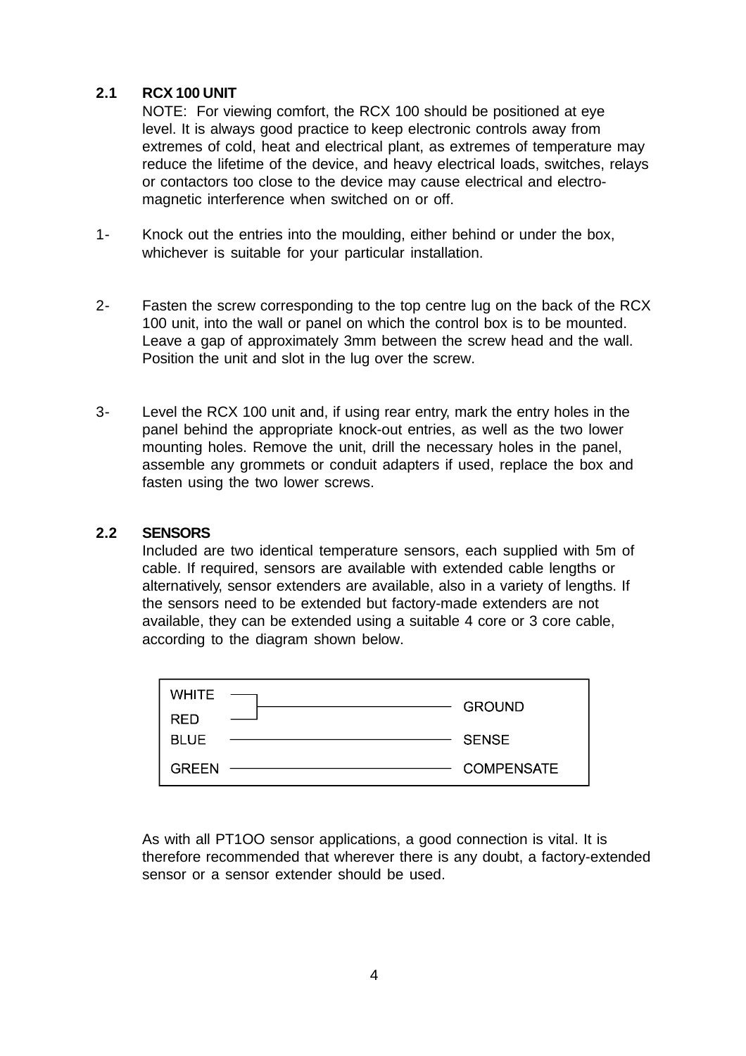## 2.1 RCX 100 UNIT

NOTE: For viewing comfort, the RCX 100 should be positioned at eye level. It is always good practice to keep electronic controls away from extremes of cold, heat and electrical plant, as extremes of temperature may reduce the lifetime of the device, and heavy electrical loads, switches, relays or contactors too close to the device may cause electrical and electro-magnetic interference when switched on or off.

1- Knock out the entries into the moulding, either behind or under the box, whichever is suitable for your particular installation.

2- Fasten the screw corresponding to the top centre lug on the back of the RCX 100 unit, into the wall or panel on which the control box is to be mounted. Leave a gap of approximately 3mm between the screw head and the wall. Position the unit and slot in the lug over the screw.

3- Level the RCX 100 unit and, if using rear entry, mark the entry holes in the panel behind the appropriate knock-out entries, as well as the two lower mounting holes. Remove the unit, drill the necessary holes in the panel, assemble any grommets or conduit adapters if used, replace the box and fasten using the two lower screws.

## 2.2 SENSORS

Included are two identical temperature sensors, each supplied with 5m of cable. If required, sensors are available with extended cable lengths or alternatively, sensor extenders are available, also in a variety of lengths. If the sensors need to be extended but factory-made extenders are not available, they can be extended using a suitable 4 core or 3 core cable, according to the diagram shown below.

| Wire | Connection |
|---|---|
| WHITE | GROUND |
| RED | GROUND |
| BLUE | SENSE |
| GREEN | COMPENSATE |

As with all PT1OO sensor applications, a good connection is vital. It is therefore recommended that wherever there is any doubt, a factory-extended sensor or a sensor extender should be used.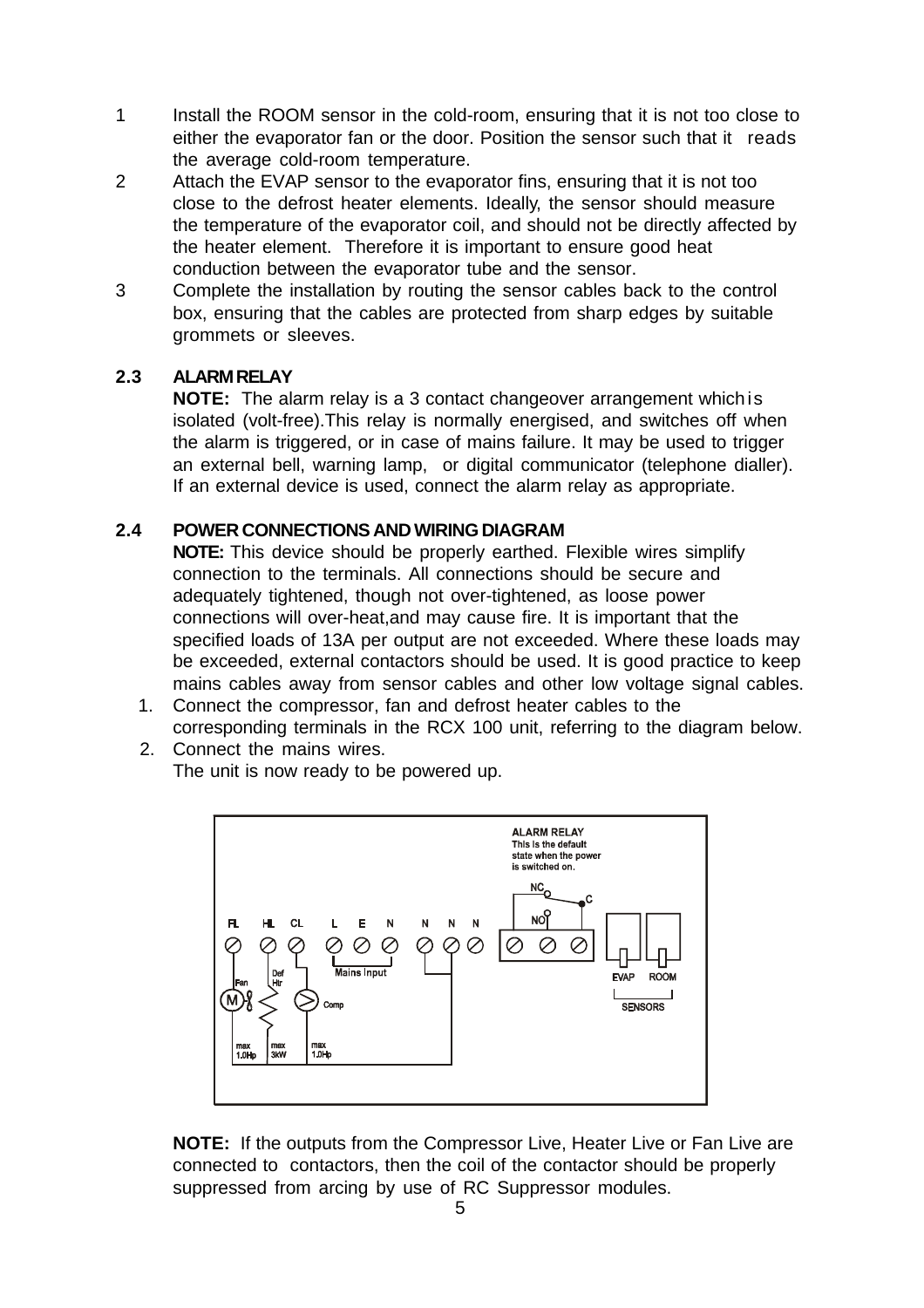1. Install the ROOM sensor in the cold-room, ensuring that it is not too close to either the evaporator fan or the door. Position the sensor such that it reads the average cold-room temperature.
2. Attach the EVAP sensor to the evaporator fins, ensuring that it is not too close to the defrost heater elements. Ideally, the sensor should measure the temperature of the evaporator coil, and should not be directly affected by the heater element. Therefore it is important to ensure good heat conduction between the evaporator tube and the sensor.
3. Complete the installation by routing the sensor cables back to the control box, ensuring that the cables are protected from sharp edges by suitable grommets or sleeves.

## 2.3 ALARM RELAY

**NOTE:** The alarm relay is a 3 contact changeover arrangement which is isolated (volt-free).This relay is normally energised, and switches off when the alarm is triggered, or in case of mains failure. It may be used to trigger an external bell, warning lamp, or digital communicator (telephone dialler). If an external device is used, connect the alarm relay as appropriate.

## 2.4 POWER CONNECTIONS AND WIRING DIAGRAM

**NOTE:** This device should be properly earthed. Flexible wires simplify connection to the terminals. All connections should be secure and adequately tightened, though not over-tightened, as loose power connections will over-heat,and may cause fire. It is important that the specified loads of 13A per output are not exceeded. Where these loads may be exceeded, external contactors should be used. It is good practice to keep mains cables away from sensor cables and other low voltage signal cables.

1. Connect the compressor, fan and defrost heater cables to the corresponding terminals in the RCX 100 unit, referring to the diagram below.
2. Connect the mains wires.
   The unit is now ready to be powered up.

ALARM RELAY
This is the default state when the power is switched on.

NC C NO

FL HL CL L E N N N N

Fan Def Htr Comp Mains Input

EVAP ROOM
SENSORS

max 1.0Hp max 3kW max 1.0Hp

**NOTE:** If the outputs from the Compressor Live, Heater Live or Fan Live are connected to contactors, then the coil of the contactor should be properly suppressed from arcing by use of RC Suppressor modules.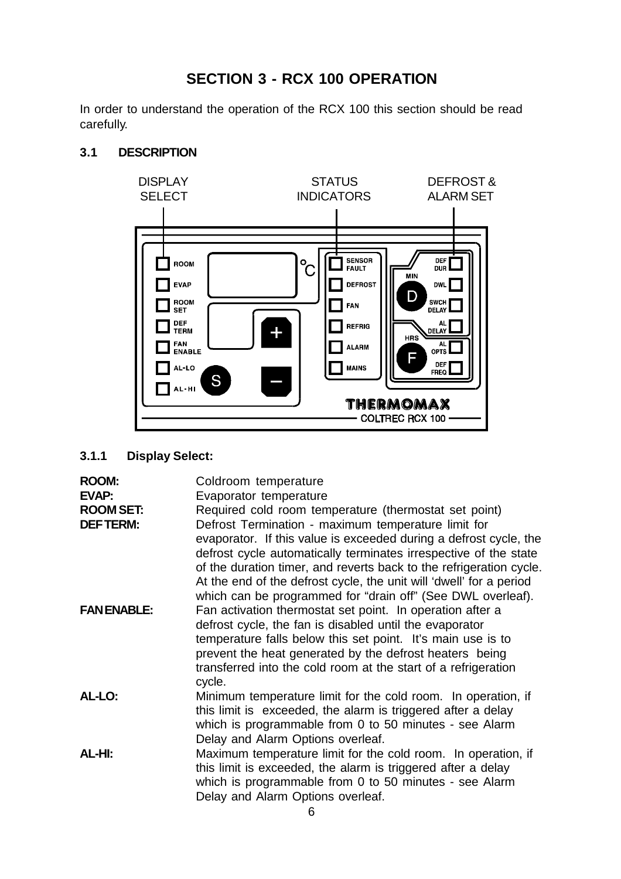# SECTION 3 - RCX 100 OPERATION

In order to understand the operation of the RCX 100 this section should be read carefully.

## 3.1 DESCRIPTION

DISPLAY SELECT | STATUS INDICATORS | DEFROST & ALARM SET

### 3.1.1 Display Select:

**ROOM:** Coldroom temperature

**EVAP:** Evaporator temperature

**ROOM SET:** Required cold room temperature (thermostat set point)

**DEF TERM:** Defrost Termination - maximum temperature limit for evaporator. If this value is exceeded during a defrost cycle, the defrost cycle automatically terminates irrespective of the state of the duration timer, and reverts back to the refrigeration cycle. At the end of the defrost cycle, the unit will 'dwell' for a period which can be programmed for "drain off" (See DWL overleaf).

**FAN ENABLE:** Fan activation thermostat set point. In operation after a defrost cycle, the fan is disabled until the evaporator temperature falls below this set point. It's main use is to prevent the heat generated by the defrost heaters being transferred into the cold room at the start of a refrigeration cycle.

**AL-LO:** Minimum temperature limit for the cold room. In operation, if this limit is exceeded, the alarm is triggered after a delay which is programmable from 0 to 50 minutes - see Alarm Delay and Alarm Options overleaf.

**AL-HI:** Maximum temperature limit for the cold room. In operation, if this limit is exceeded, the alarm is triggered after a delay which is programmable from 0 to 50 minutes - see Alarm Delay and Alarm Options overleaf.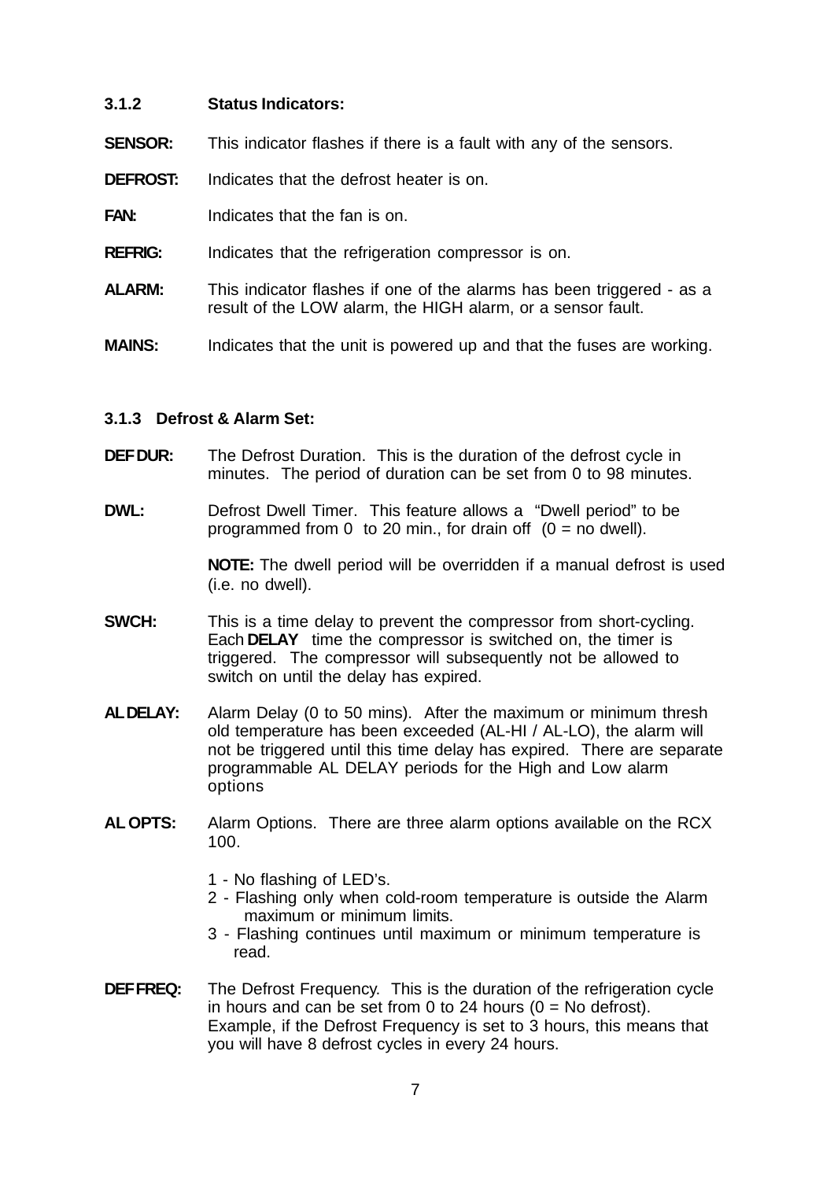### 3.1.2 Status Indicators:

**SENSOR:** This indicator flashes if there is a fault with any of the sensors.

**DEFROST:** Indicates that the defrost heater is on.

**FAN:** Indicates that the fan is on.

**REFRIG:** Indicates that the refrigeration compressor is on.

**ALARM:** This indicator flashes if one of the alarms has been triggered - as a result of the LOW alarm, the HIGH alarm, or a sensor fault.

**MAINS:** Indicates that the unit is powered up and that the fuses are working.

### 3.1.3 Defrost & Alarm Set:

**DEF DUR:** The Defrost Duration. This is the duration of the defrost cycle in minutes. The period of duration can be set from 0 to 98 minutes.

**DWL:** Defrost Dwell Timer. This feature allows a "Dwell period" to be programmed from 0 to 20 min., for drain off (0 = no dwell).

**NOTE:** The dwell period will be overridden if a manual defrost is used (i.e. no dwell).

**SWCH:** This is a time delay to prevent the compressor from short-cycling. Each **DELAY** time the compressor is switched on, the timer is triggered. The compressor will subsequently not be allowed to switch on until the delay has expired.

**AL DELAY:** Alarm Delay (0 to 50 mins). After the maximum or minimum thresh old temperature has been exceeded (AL-HI / AL-LO), the alarm will not be triggered until this time delay has expired. There are separate programmable AL DELAY periods for the High and Low alarm options

**AL OPTS:** Alarm Options. There are three alarm options available on the RCX 100.

1 - No flashing of LED's.
2 - Flashing only when cold-room temperature is outside the Alarm maximum or minimum limits.
3 - Flashing continues until maximum or minimum temperature is read.

**DEF FREQ:** The Defrost Frequency. This is the duration of the refrigeration cycle in hours and can be set from 0 to 24 hours (0 = No defrost). Example, if the Defrost Frequency is set to 3 hours, this means that you will have 8 defrost cycles in every 24 hours.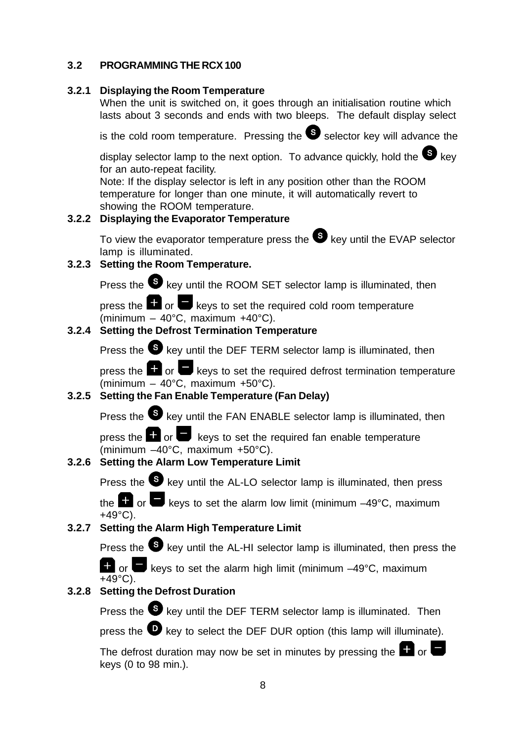## 3.2 PROGRAMMING THE RCX 100

### 3.2.1 Displaying the Room Temperature

When the unit is switched on, it goes through an initialisation routine which lasts about 3 seconds and ends with two bleeps. The default display select is the cold room temperature. Pressing the **S** selector key will advance the display selector lamp to the next option. To advance quickly, hold the **S** key for an auto-repeat facility.

Note: If the display selector is left in any position other than the ROOM temperature for longer than one minute, it will automatically revert to showing the ROOM temperature.

### 3.2.2 Displaying the Evaporator Temperature

To view the evaporator temperature press the **S** key until the EVAP selector lamp is illuminated.

### 3.2.3 Setting the Room Temperature.

Press the **S** key until the ROOM SET selector lamp is illuminated, then press the **+** or **−** keys to set the required cold room temperature (minimum – 40°C, maximum +40°C).

### 3.2.4 Setting the Defrost Termination Temperature

Press the **S** key until the DEF TERM selector lamp is illuminated, then press the **+** or **−** keys to set the required defrost termination temperature (minimum – 40°C, maximum +50°C).

### 3.2.5 Setting the Fan Enable Temperature (Fan Delay)

Press the **S** key until the FAN ENABLE selector lamp is illuminated, then press the **+** or **−** keys to set the required fan enable temperature (minimum –40°C, maximum +50°C).

### 3.2.6 Setting the Alarm Low Temperature Limit

Press the **S** key until the AL-LO selector lamp is illuminated, then press the **+** or **−** keys to set the alarm low limit (minimum –49°C, maximum +49°C).

### 3.2.7 Setting the Alarm High Temperature Limit

Press the **S** key until the AL-HI selector lamp is illuminated, then press the **+** or **−** keys to set the alarm high limit (minimum –49°C, maximum +49°C).

### 3.2.8 Setting the Defrost Duration

Press the **S** key until the DEF TERM selector lamp is illuminated. Then press the **D** key to select the DEF DUR option (this lamp will illuminate).

The defrost duration may now be set in minutes by pressing the **+** or **−** keys (0 to 98 min.).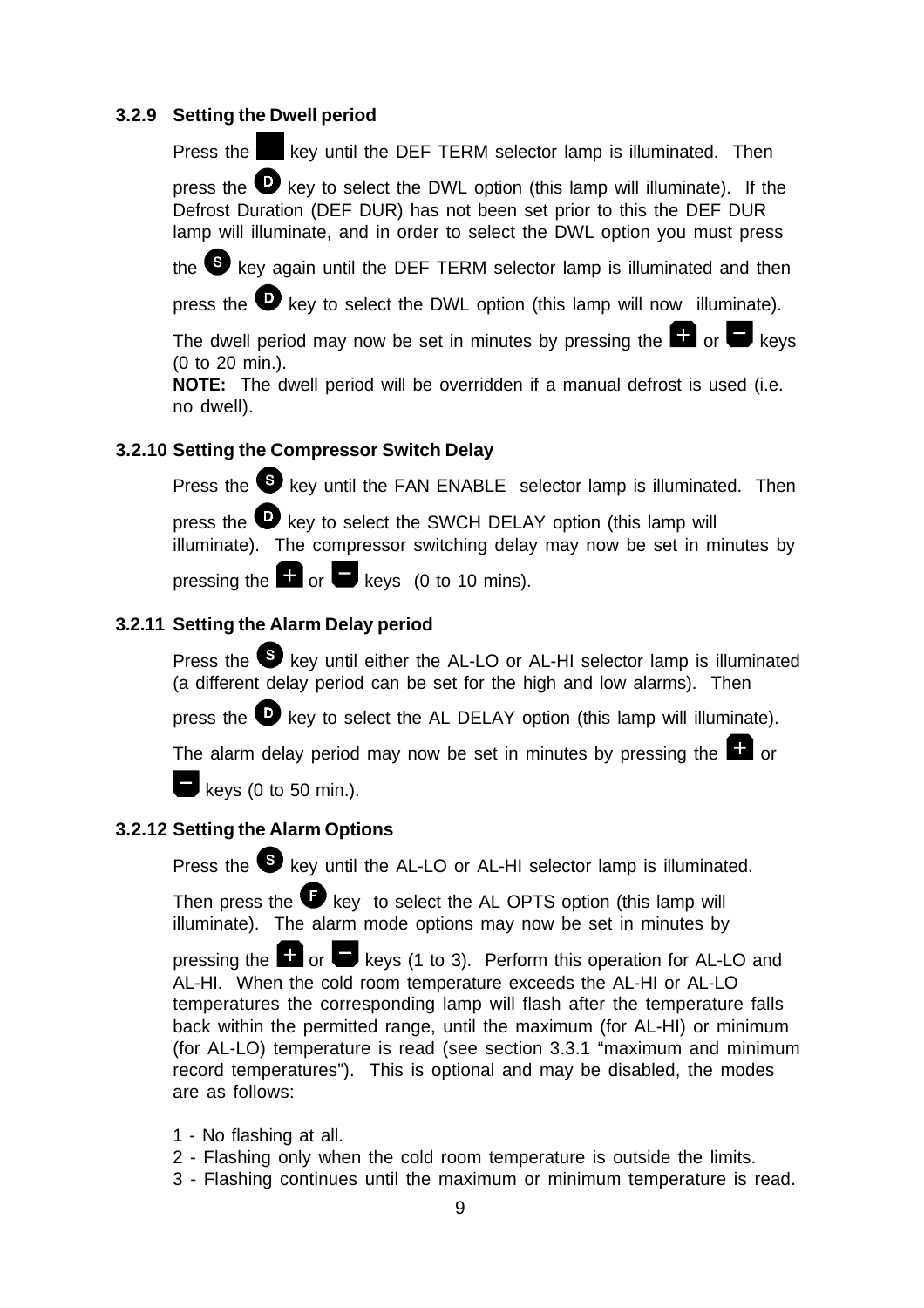### 3.2.9 Setting the Dwell period

Press the S key until the DEF TERM selector lamp is illuminated. Then press the D key to select the DWL option (this lamp will illuminate). If the Defrost Duration (DEF DUR) has not been set prior to this the DEF DUR lamp will illuminate, and in order to select the DWL option you must press the S key again until the DEF TERM selector lamp is illuminated and then press the D key to select the DWL option (this lamp will now illuminate). The dwell period may now be set in minutes by pressing the + or − keys (0 to 20 min.).

**NOTE:** The dwell period will be overridden if a manual defrost is used (i.e. no dwell).

### 3.2.10 Setting the Compressor Switch Delay

Press the S key until the FAN ENABLE selector lamp is illuminated. Then press the D key to select the SWCH DELAY option (this lamp will illuminate). The compressor switching delay may now be set in minutes by pressing the + or − keys (0 to 10 mins).

### 3.2.11 Setting the Alarm Delay period

Press the S key until either the AL-LO or AL-HI selector lamp is illuminated (a different delay period can be set for the high and low alarms). Then press the D key to select the AL DELAY option (this lamp will illuminate). The alarm delay period may now be set in minutes by pressing the + or − keys (0 to 50 min.).

### 3.2.12 Setting the Alarm Options

Press the S key until the AL-LO or AL-HI selector lamp is illuminated. Then press the F key to select the AL OPTS option (this lamp will illuminate). The alarm mode options may now be set in minutes by pressing the + or − keys (1 to 3). Perform this operation for AL-LO and AL-HI. When the cold room temperature exceeds the AL-HI or AL-LO temperatures the corresponding lamp will flash after the temperature falls back within the permitted range, until the maximum (for AL-HI) or minimum (for AL-LO) temperature is read (see section 3.3.1 "maximum and minimum record temperatures"). This is optional and may be disabled, the modes are as follows:

1 - No flashing at all.
2 - Flashing only when the cold room temperature is outside the limits.
3 - Flashing continues until the maximum or minimum temperature is read.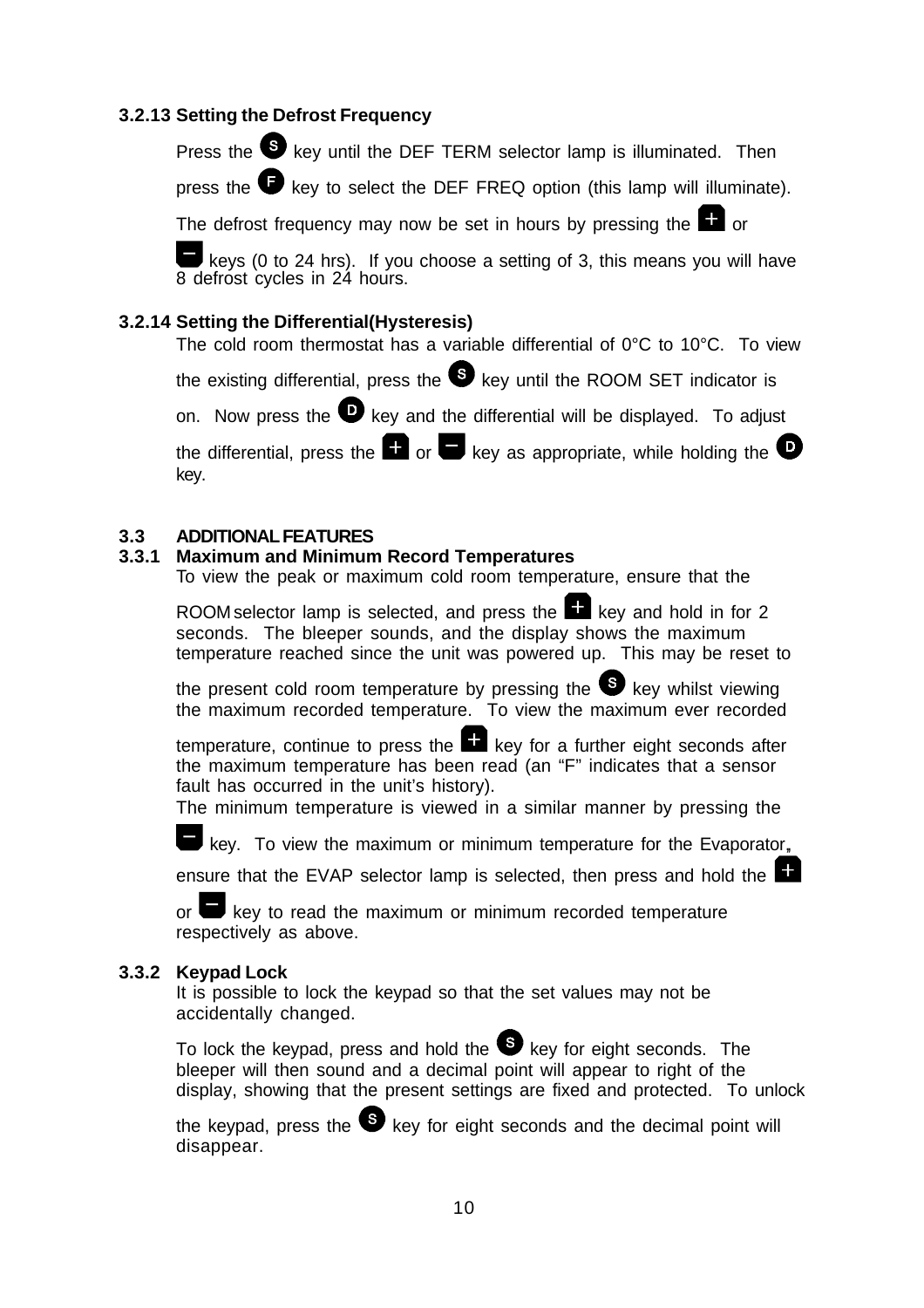### 3.2.13 Setting the Defrost Frequency

Press the **S** key until the DEF TERM selector lamp is illuminated. Then press the **F** key to select the DEF FREQ option (this lamp will illuminate). The defrost frequency may now be set in hours by pressing the **+** or **−** keys (0 to 24 hrs). If you choose a setting of 3, this means you will have 8 defrost cycles in 24 hours.

### 3.2.14 Setting the Differential(Hysteresis)

The cold room thermostat has a variable differential of 0°C to 10°C. To view the existing differential, press the **S** key until the ROOM SET indicator is on. Now press the **D** key and the differential will be displayed. To adjust the differential, press the **+** or **−** key as appropriate, while holding the **D** key.

## 3.3 ADDITIONAL FEATURES

### 3.3.1 Maximum and Minimum Record Temperatures

To view the peak or maximum cold room temperature, ensure that the ROOM selector lamp is selected, and press the **+** key and hold in for 2 seconds. The bleeper sounds, and the display shows the maximum temperature reached since the unit was powered up. This may be reset to the present cold room temperature by pressing the **S** key whilst viewing the maximum recorded temperature. To view the maximum ever recorded temperature, continue to press the **+** key for a further eight seconds after the maximum temperature has been read (an "F" indicates that a sensor fault has occurred in the unit's history).

The minimum temperature is viewed in a similar manner by pressing the **−** key. To view the maximum or minimum temperature for the Evaporator, ensure that the EVAP selector lamp is selected, then press and hold the **+** or **−** key to read the maximum or minimum recorded temperature respectively as above.

### 3.3.2 Keypad Lock

It is possible to lock the keypad so that the set values may not be accidentally changed.

To lock the keypad, press and hold the **S** key for eight seconds. The bleeper will then sound and a decimal point will appear to right of the display, showing that the present settings are fixed and protected. To unlock the keypad, press the **S** key for eight seconds and the decimal point will disappear.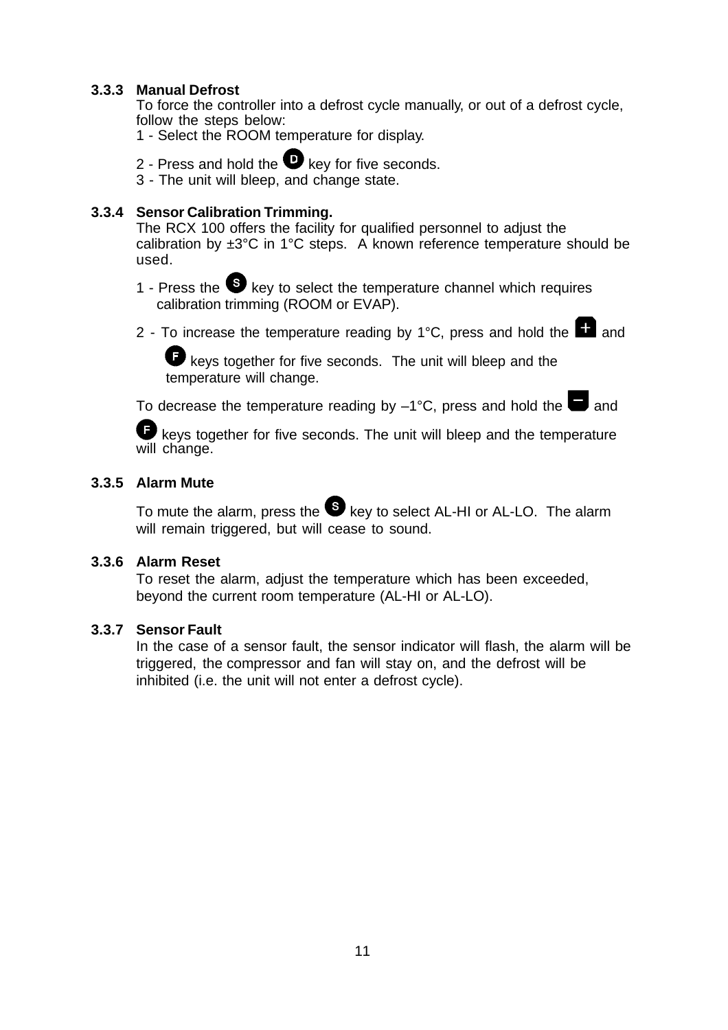### 3.3.3 Manual Defrost

To force the controller into a defrost cycle manually, or out of a defrost cycle, follow the steps below:

1 - Select the ROOM temperature for display.

2 - Press and hold the **D** key for five seconds.

3 - The unit will bleep, and change state.

### 3.3.4 Sensor Calibration Trimming.

The RCX 100 offers the facility for qualified personnel to adjust the calibration by ±3°C in 1°C steps. A known reference temperature should be used.

1 - Press the **S** key to select the temperature channel which requires calibration trimming (ROOM or EVAP).

2 - To increase the temperature reading by 1°C, press and hold the **+** and **F** keys together for five seconds. The unit will bleep and the temperature will change.

To decrease the temperature reading by –1°C, press and hold the **–** and **F** keys together for five seconds. The unit will bleep and the temperature will change.

### 3.3.5 Alarm Mute

To mute the alarm, press the **S** key to select AL-HI or AL-LO. The alarm will remain triggered, but will cease to sound.

### 3.3.6 Alarm Reset

To reset the alarm, adjust the temperature which has been exceeded, beyond the current room temperature (AL-HI or AL-LO).

### 3.3.7 Sensor Fault

In the case of a sensor fault, the sensor indicator will flash, the alarm will be triggered, the compressor and fan will stay on, and the defrost will be inhibited (i.e. the unit will not enter a defrost cycle).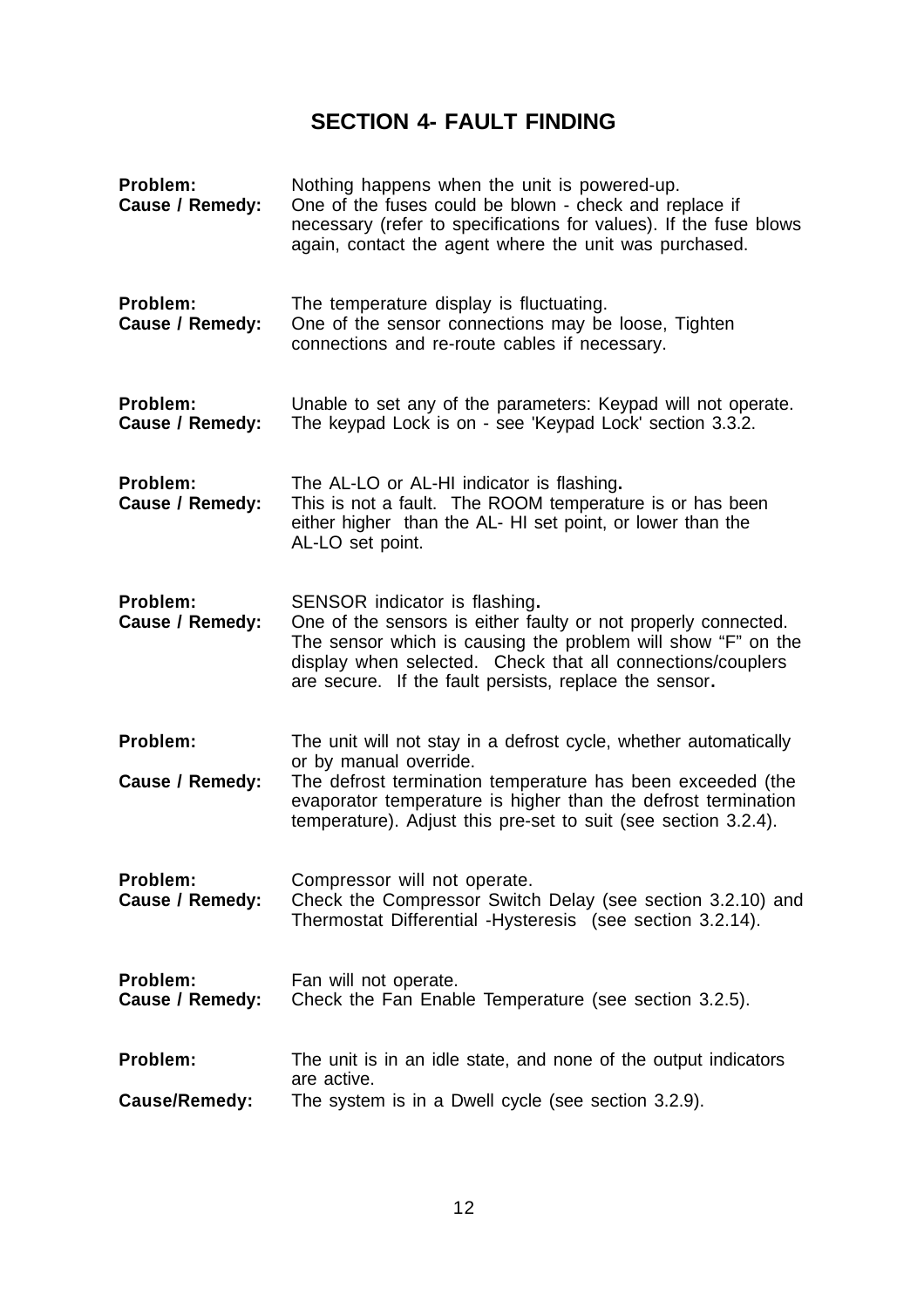## SECTION 4- FAULT FINDING

**Problem:** Nothing happens when the unit is powered-up.
**Cause / Remedy:** One of the fuses could be blown - check and replace if necessary (refer to specifications for values). If the fuse blows again, contact the agent where the unit was purchased.

**Problem:** The temperature display is fluctuating.
**Cause / Remedy:** One of the sensor connections may be loose, Tighten connections and re-route cables if necessary.

**Problem:** Unable to set any of the parameters: Keypad will not operate.
**Cause / Remedy:** The keypad Lock is on - see 'Keypad Lock' section 3.3.2.

**Problem:** The AL-LO or AL-HI indicator is flashing**.**
**Cause / Remedy:** This is not a fault. The ROOM temperature is or has been either higher than the AL- HI set point, or lower than the AL-LO set point.

**Problem:** SENSOR indicator is flashing**.**
**Cause / Remedy:** One of the sensors is either faulty or not properly connected. The sensor which is causing the problem will show "F" on the display when selected. Check that all connections/couplers are secure. If the fault persists, replace the sensor**.**

**Problem:** The unit will not stay in a defrost cycle, whether automatically or by manual override.
**Cause / Remedy:** The defrost termination temperature has been exceeded (the evaporator temperature is higher than the defrost termination temperature). Adjust this pre-set to suit (see section 3.2.4).

**Problem:** Compressor will not operate.
**Cause / Remedy:** Check the Compressor Switch Delay (see section 3.2.10) and Thermostat Differential -Hysteresis (see section 3.2.14).

**Problem:** Fan will not operate.
**Cause / Remedy:** Check the Fan Enable Temperature (see section 3.2.5).

**Problem:** The unit is in an idle state, and none of the output indicators are active.
**Cause/Remedy:** The system is in a Dwell cycle (see section 3.2.9).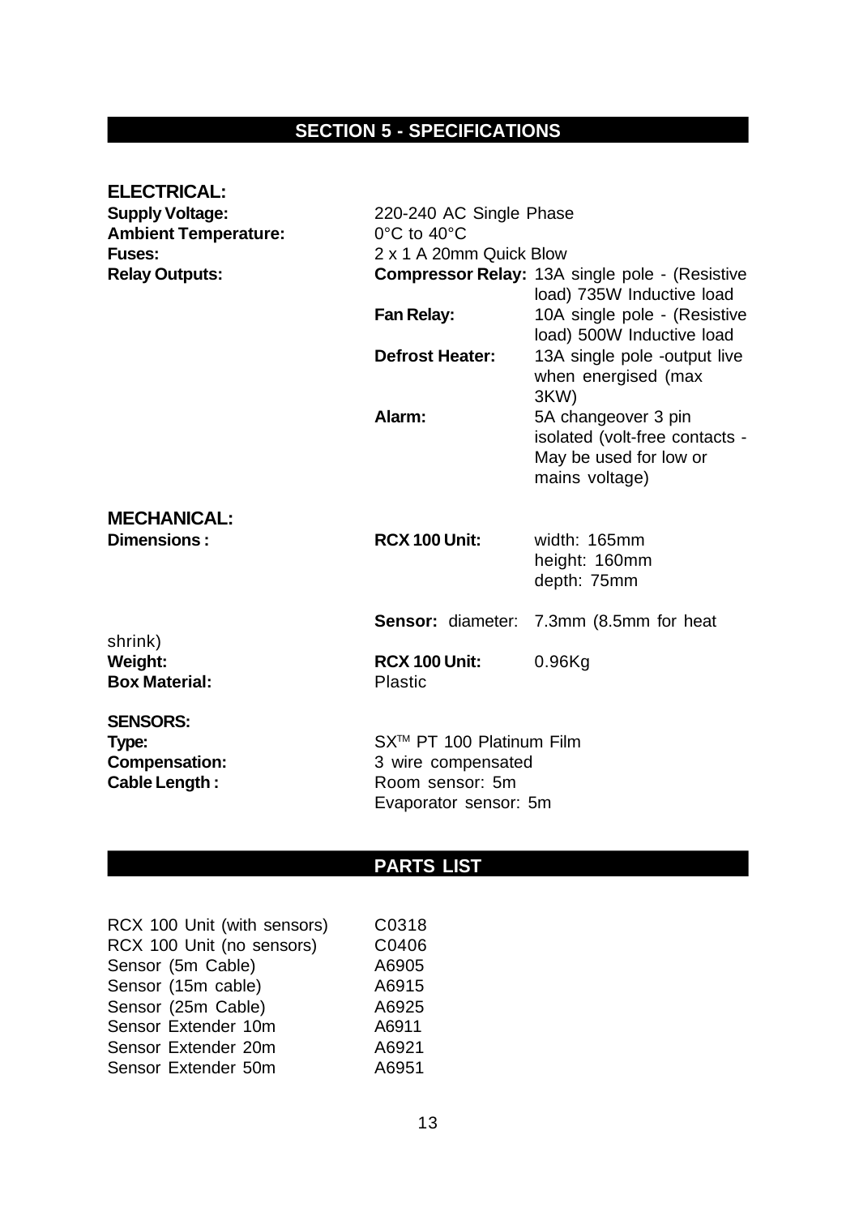# SECTION 5 - SPECIFICATIONS

## ELECTRICAL:

| | | |
|---|---|---|
| **Supply Voltage:** | 220-240 AC Single Phase | |
| **Ambient Temperature:** | 0°C to 40°C | |
| **Fuses:** | 2 x 1 A 20mm Quick Blow | |
| **Relay Outputs:** | **Compressor Relay:** | 13A single pole - (Resistive load) 735W Inductive load |
| | **Fan Relay:** | 10A single pole - (Resistive load) 500W Inductive load |
| | **Defrost Heater:** | 13A single pole -output live when energised (max 3KW) |
| | **Alarm:** | 5A changeover 3 pin isolated (volt-free contacts - May be used for low or mains voltage) |

## MECHANICAL:

| | | |
|---|---|---|
| **Dimensions :** | **RCX 100 Unit:** | width: 165mm<br>height: 160mm<br>depth: 75mm |
| | **Sensor:** diameter: | 7.3mm (8.5mm for heat shrink) |
| **Weight:** | **RCX 100 Unit:** | 0.96Kg |
| **Box Material:** | Plastic | |

## SENSORS:

| | |
|---|---|
| **Type:** | SX™ PT 100 Platinum Film |
| **Compensation:** | 3 wire compensated |
| **Cable Length :** | Room sensor: 5m<br>Evaporator sensor: 5m |

# PARTS LIST

| | |
|---|---|
| RCX 100 Unit (with sensors) | C0318 |
| RCX 100 Unit (no sensors) | C0406 |
| Sensor (5m Cable) | A6905 |
| Sensor (15m cable) | A6915 |
| Sensor (25m Cable) | A6925 |
| Sensor Extender 10m | A6911 |
| Sensor Extender 20m | A6921 |
| Sensor Extender 50m | A6951 |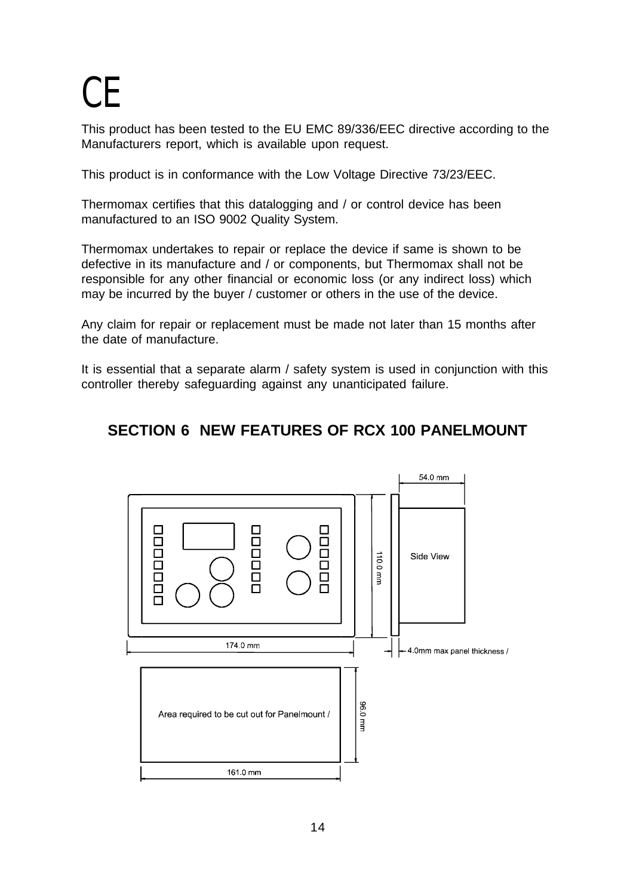# CE

This product has been tested to the EU EMC 89/336/EEC directive according to the Manufacturers report, which is available upon request.

This product is in conformance with the Low Voltage Directive 73/23/EEC.

Thermomax certifies that this datalogging and / or control device has been manufactured to an ISO 9002 Quality System.

Thermomax undertakes to repair or replace the device if same is shown to be defective in its manufacture and / or components, but Thermomax shall not be responsible for any other financial or economic loss (or any indirect loss) which may be incurred by the buyer / customer or others in the use of the device.

Any claim for repair or replacement must be made not later than 15 months after the date of manufacture.

It is essential that a separate alarm / safety system is used in conjunction with this controller thereby safeguarding against any unanticipated failure.

## SECTION 6 NEW FEATURES OF RCX 100 PANELMOUNT

54.0 mm

110.0 mm

Side View

174.0 mm

4.0mm max panel thickness /

Area required to be cut out for Panelmount /

96.0 mm

161.0 mm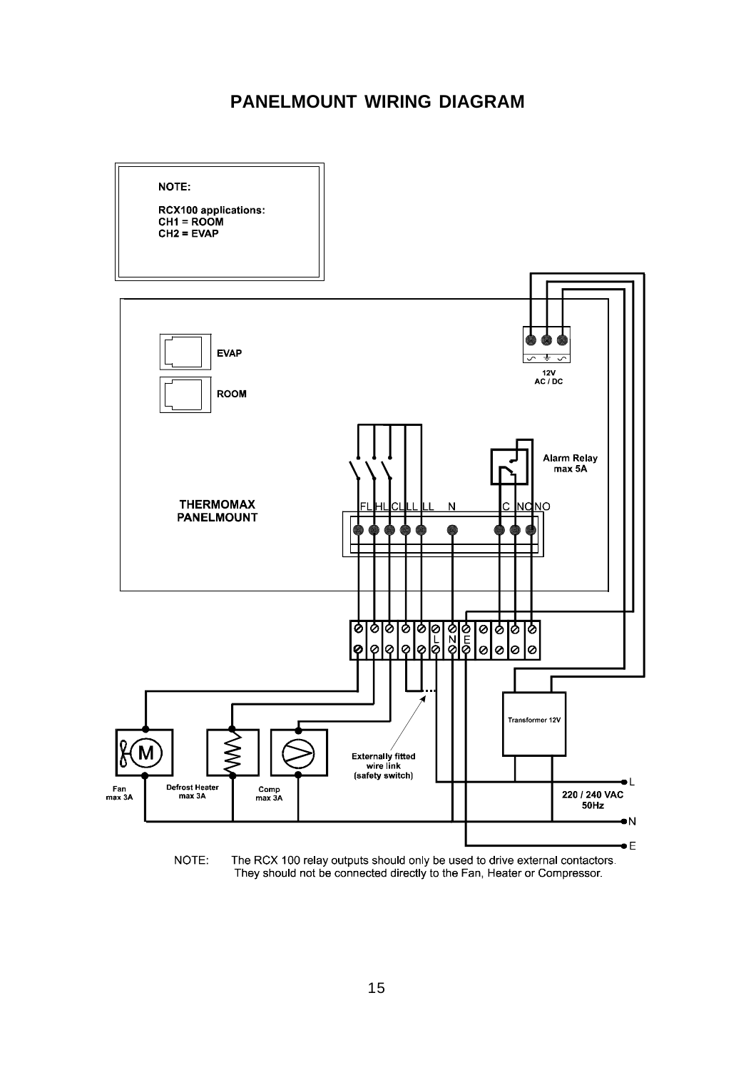# PANELMOUNT WIRING DIAGRAM

**NOTE:**

**RCX100 applications:**
**CH1 = ROOM**
**CH2 = EVAP**

EVAP

ROOM

12V AC / DC

Alarm Relay max 5A

THERMOMAX PANELMOUNT

FL HL CL LL LL N C NC NO

L N E

Transformer 12V

Externally fitted wire link (safety switch)

Fan max 3A

Defrost Heater max 3A

Comp max 3A

220 / 240 VAC 50Hz

L

N

E

NOTE: The RCX 100 relay outputs should only be used to drive external contactors. They should not be connected directly to the Fan, Heater or Compressor.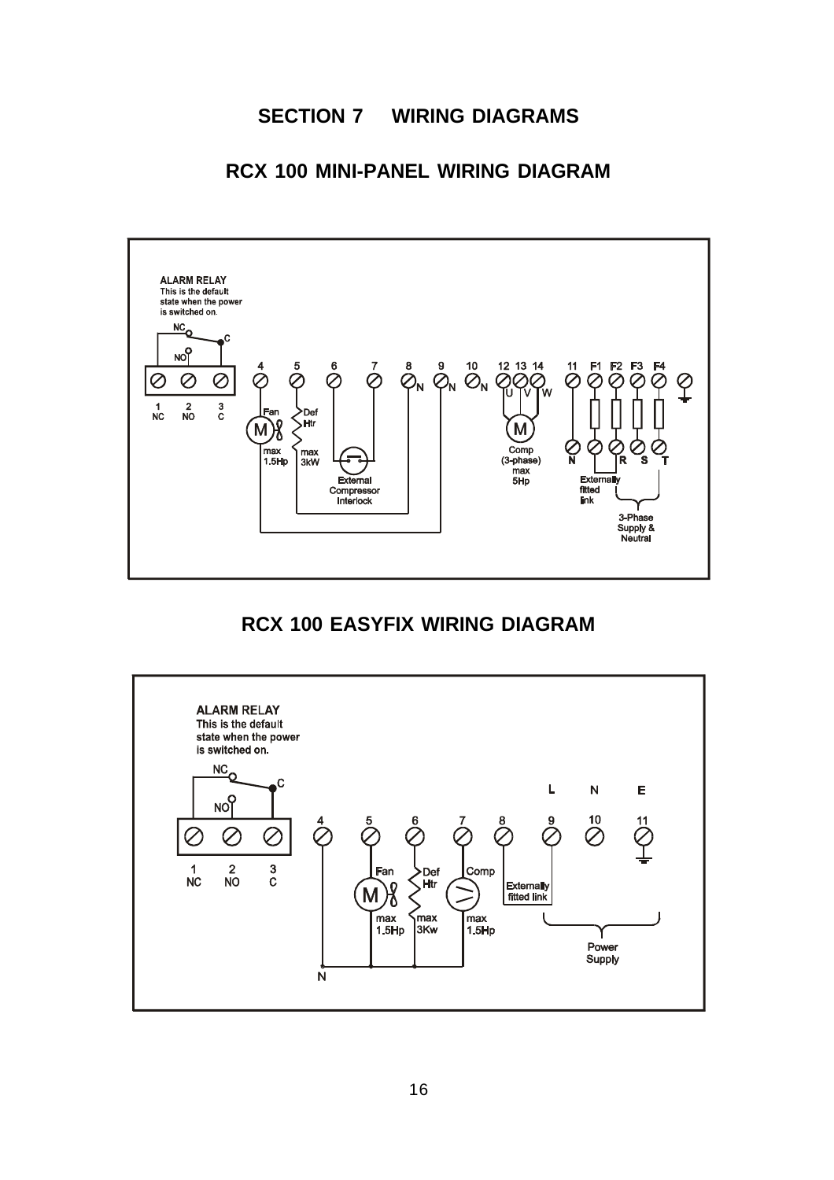# SECTION 7 WIRING DIAGRAMS

## RCX 100 MINI-PANEL WIRING DIAGRAM

ALARM RELAY
This is the default state when the power is switched on.

NC
NO
C

1 NC
2 NO
3 C

4 5 6 7 8 9 10 12 13 14 11 F1 F2 F3 F4

N N N

U V W

Fan
max 1.5Hp

Def Htr
max 3kW

External Compressor Interlock

Comp (3-phase) max 5Hp

N R S T

Externally fitted link

3-Phase Supply & Neutral

## RCX 100 EASYFIX WIRING DIAGRAM

ALARM RELAY
This is the default state when the power is switched on.

NC
NO
C

1 NC
2 NO
3 C

4 5 6 7 8 9 10 11

L N E

Fan
max 1.5Hp

Def Htr
max 3Kw

Comp
max 1.5Hp

Externally fitted link

Power Supply

N